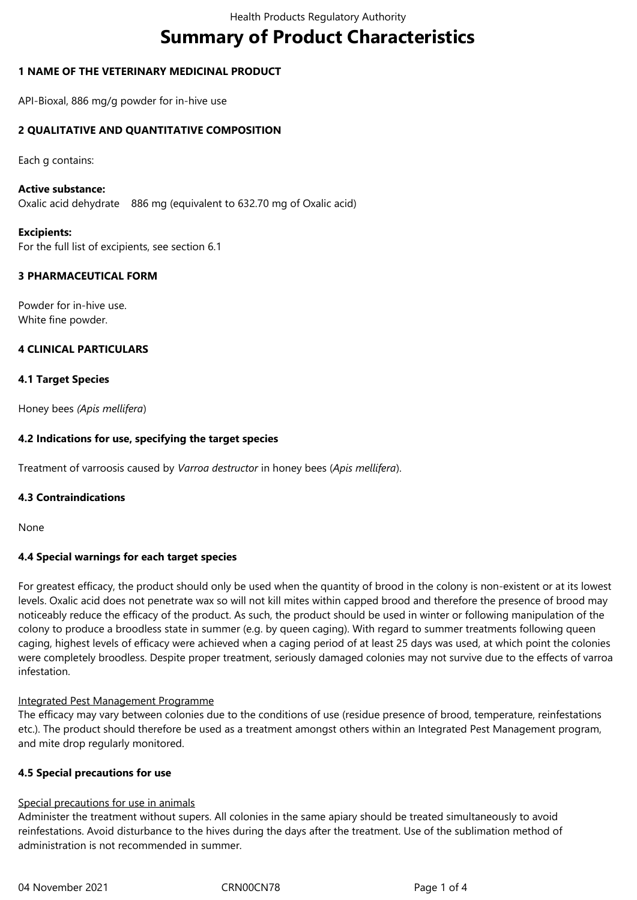# Summary of Product Characteristics

## 1 NAME OF THE VETERINARY MEDICINAL PRODUCT

API-Bioxal, 886 mg/g powder for in-hive use

## 2 QUALITATIVE AND QUANTITATIVE COMPOSITION

Each g contains:

**Active substance:**
Oxalic acid dehydrate 886 mg (equivalent to 632.70 mg of Oxalic acid)

**Excipients:**
For the full list of excipients, see section 6.1

## 3 PHARMACEUTICAL FORM

Powder for in-hive use.
White fine powder.

## 4 CLINICAL PARTICULARS

### 4.1 Target Species

Honey bees *(Apis mellifera*)

### 4.2 Indications for use, specifying the target species

Treatment of varroosis caused by *Varroa destructor* in honey bees (*Apis mellifera*).

### 4.3 Contraindications

None

### 4.4 Special warnings for each target species

For greatest efficacy, the product should only be used when the quantity of brood in the colony is non-existent or at its lowest levels. Oxalic acid does not penetrate wax so will not kill mites within capped brood and therefore the presence of brood may noticeably reduce the efficacy of the product. As such, the product should be used in winter or following manipulation of the colony to produce a broodless state in summer (e.g. by queen caging). With regard to summer treatments following queen caging, highest levels of efficacy were achieved when a caging period of at least 25 days was used, at which point the colonies were completely broodless. Despite proper treatment, seriously damaged colonies may not survive due to the effects of varroa infestation.

<u>Integrated Pest Management Programme</u>
The efficacy may vary between colonies due to the conditions of use (residue presence of brood, temperature, reinfestations etc.). The product should therefore be used as a treatment amongst others within an Integrated Pest Management program, and mite drop regularly monitored.

### 4.5 Special precautions for use

<u>Special precautions for use in animals</u>
Administer the treatment without supers. All colonies in the same apiary should be treated simultaneously to avoid reinfestations. Avoid disturbance to the hives during the days after the treatment. Use of the sublimation method of administration is not recommended in summer.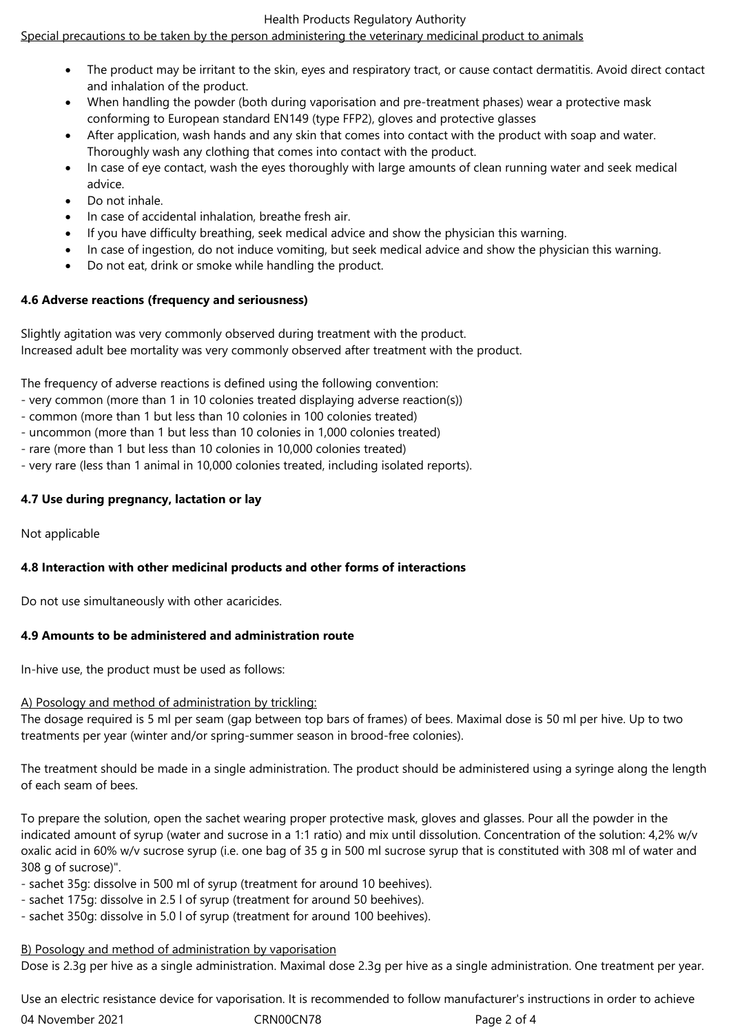Special precautions to be taken by the person administering the veterinary medicinal product to animals

- The product may be irritant to the skin, eyes and respiratory tract, or cause contact dermatitis. Avoid direct contact and inhalation of the product.
- When handling the powder (both during vaporisation and pre-treatment phases) wear a protective mask conforming to European standard EN149 (type FFP2), gloves and protective glasses
- After application, wash hands and any skin that comes into contact with the product with soap and water. Thoroughly wash any clothing that comes into contact with the product.
- In case of eye contact, wash the eyes thoroughly with large amounts of clean running water and seek medical advice.
- Do not inhale.
- In case of accidental inhalation, breathe fresh air.
- If you have difficulty breathing, seek medical advice and show the physician this warning.
- In case of ingestion, do not induce vomiting, but seek medical advice and show the physician this warning.
- Do not eat, drink or smoke while handling the product.

**4.6 Adverse reactions (frequency and seriousness)**

Slightly agitation was very commonly observed during treatment with the product.
Increased adult bee mortality was very commonly observed after treatment with the product.

The frequency of adverse reactions is defined using the following convention:
- very common (more than 1 in 10 colonies treated displaying adverse reaction(s))
- common (more than 1 but less than 10 colonies in 100 colonies treated)
- uncommon (more than 1 but less than 10 colonies in 1,000 colonies treated)
- rare (more than 1 but less than 10 colonies in 10,000 colonies treated)
- very rare (less than 1 animal in 10,000 colonies treated, including isolated reports).

**4.7 Use during pregnancy, lactation or lay**

Not applicable

**4.8 Interaction with other medicinal products and other forms of interactions**

Do not use simultaneously with other acaricides.

**4.9 Amounts to be administered and administration route**

In-hive use, the product must be used as follows:

A) Posology and method of administration by trickling:
The dosage required is 5 ml per seam (gap between top bars of frames) of bees. Maximal dose is 50 ml per hive. Up to two treatments per year (winter and/or spring-summer season in brood-free colonies).

The treatment should be made in a single administration. The product should be administered using a syringe along the length of each seam of bees.

To prepare the solution, open the sachet wearing proper protective mask, gloves and glasses. Pour all the powder in the indicated amount of syrup (water and sucrose in a 1:1 ratio) and mix until dissolution. Concentration of the solution: 4,2% w/v oxalic acid in 60% w/v sucrose syrup (i.e. one bag of 35 g in 500 ml sucrose syrup that is constituted with 308 ml of water and 308 g of sucrose)".
- sachet 35g: dissolve in 500 ml of syrup (treatment for around 10 beehives).
- sachet 175g: dissolve in 2.5 l of syrup (treatment for around 50 beehives).
- sachet 350g: dissolve in 5.0 l of syrup (treatment for around 100 beehives).

B) Posology and method of administration by vaporisation
Dose is 2.3g per hive as a single administration. Maximal dose 2.3g per hive as a single administration. One treatment per year.

Use an electric resistance device for vaporisation. It is recommended to follow manufacturer's instructions in order to achieve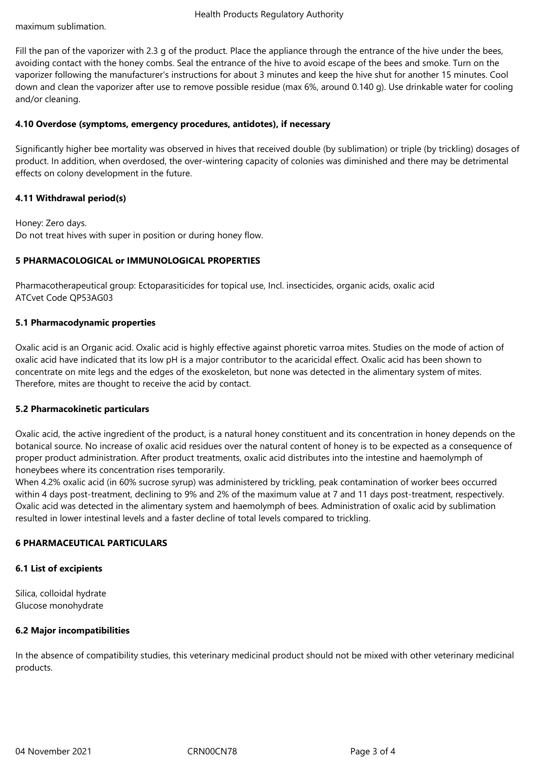maximum sublimation.

Fill the pan of the vaporizer with 2.3 g of the product. Place the appliance through the entrance of the hive under the bees, avoiding contact with the honey combs. Seal the entrance of the hive to avoid escape of the bees and smoke. Turn on the vaporizer following the manufacturer's instructions for about 3 minutes and keep the hive shut for another 15 minutes. Cool down and clean the vaporizer after use to remove possible residue (max 6%, around 0.140 g). Use drinkable water for cooling and/or cleaning.

**4.10 Overdose (symptoms, emergency procedures, antidotes), if necessary**

Significantly higher bee mortality was observed in hives that received double (by sublimation) or triple (by trickling) dosages of product. In addition, when overdosed, the over-wintering capacity of colonies was diminished and there may be detrimental effects on colony development in the future.

**4.11 Withdrawal period(s)**

Honey: Zero days.
Do not treat hives with super in position or during honey flow.

**5 PHARMACOLOGICAL or IMMUNOLOGICAL PROPERTIES**

Pharmacotherapeutical group: Ectoparasiticides for topical use, Incl. insecticides, organic acids, oxalic acid
ATCvet Code QP53AG03

**5.1 Pharmacodynamic properties**

Oxalic acid is an Organic acid. Oxalic acid is highly effective against phoretic varroa mites. Studies on the mode of action of oxalic acid have indicated that its low pH is a major contributor to the acaricidal effect. Oxalic acid has been shown to concentrate on mite legs and the edges of the exoskeleton, but none was detected in the alimentary system of mites. Therefore, mites are thought to receive the acid by contact.

**5.2 Pharmacokinetic particulars**

Oxalic acid, the active ingredient of the product, is a natural honey constituent and its concentration in honey depends on the botanical source. No increase of oxalic acid residues over the natural content of honey is to be expected as a consequence of proper product administration. After product treatments, oxalic acid distributes into the intestine and haemolymph of honeybees where its concentration rises temporarily.
When 4.2% oxalic acid (in 60% sucrose syrup) was administered by trickling, peak contamination of worker bees occurred within 4 days post-treatment, declining to 9% and 2% of the maximum value at 7 and 11 days post-treatment, respectively. Oxalic acid was detected in the alimentary system and haemolymph of bees. Administration of oxalic acid by sublimation resulted in lower intestinal levels and a faster decline of total levels compared to trickling.

**6 PHARMACEUTICAL PARTICULARS**

**6.1 List of excipients**

Silica, colloidal hydrate
Glucose monohydrate

**6.2 Major incompatibilities**

In the absence of compatibility studies, this veterinary medicinal product should not be mixed with other veterinary medicinal products.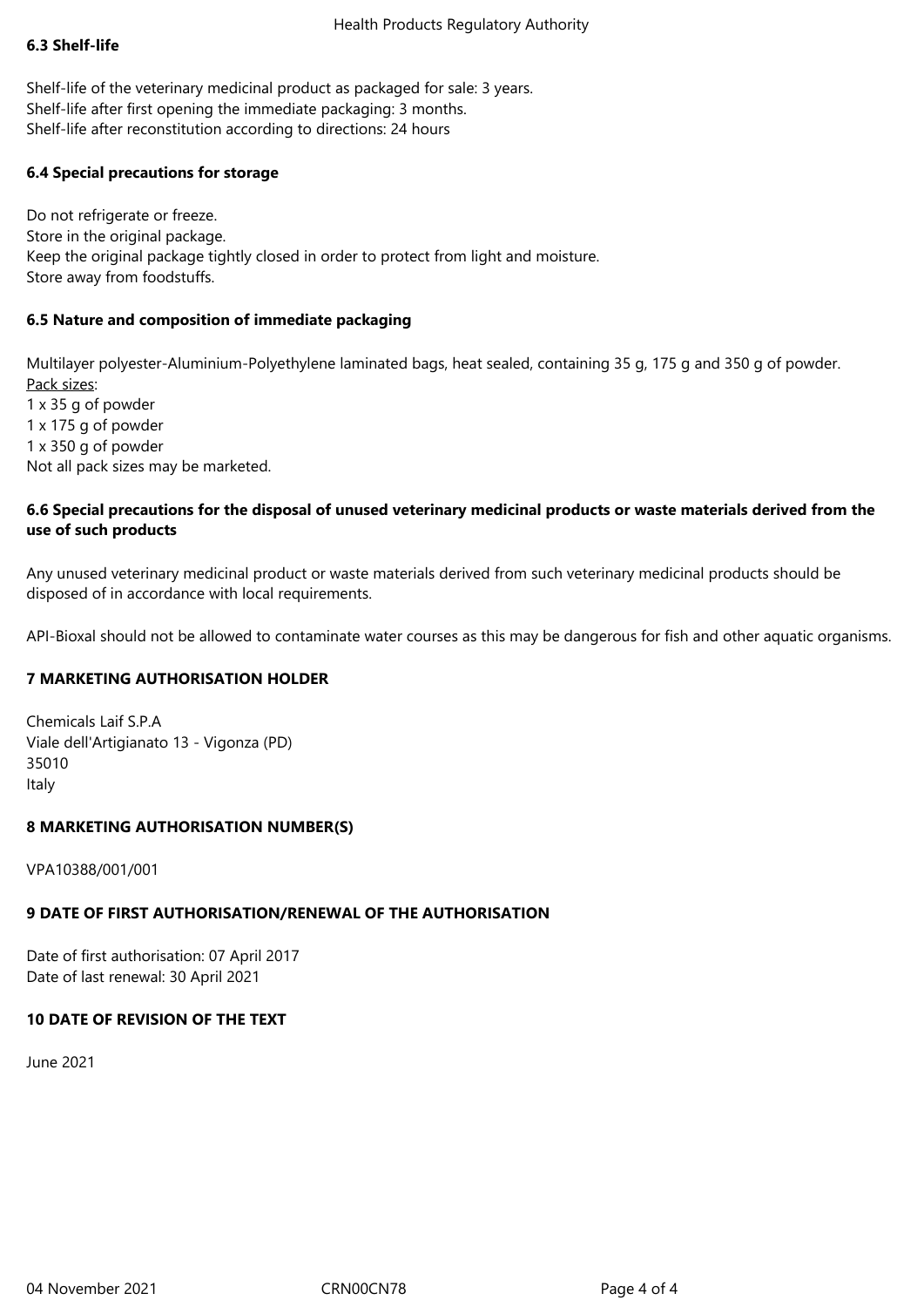### 6.3 Shelf-life

Shelf-life of the veterinary medicinal product as packaged for sale: 3 years.
Shelf-life after first opening the immediate packaging: 3 months.
Shelf-life after reconstitution according to directions: 24 hours

### 6.4 Special precautions for storage

Do not refrigerate or freeze.
Store in the original package.
Keep the original package tightly closed in order to protect from light and moisture.
Store away from foodstuffs.

### 6.5 Nature and composition of immediate packaging

Multilayer polyester-Aluminium-Polyethylene laminated bags, heat sealed, containing 35 g, 175 g and 350 g of powder.
Pack sizes:
1 x 35 g of powder
1 x 175 g of powder
1 x 350 g of powder
Not all pack sizes may be marketed.

### 6.6 Special precautions for the disposal of unused veterinary medicinal products or waste materials derived from the use of such products

Any unused veterinary medicinal product or waste materials derived from such veterinary medicinal products should be disposed of in accordance with local requirements.

API-Bioxal should not be allowed to contaminate water courses as this may be dangerous for fish and other aquatic organisms.

## 7 MARKETING AUTHORISATION HOLDER

Chemicals Laif S.P.A
Viale dell'Artigianato 13 - Vigonza (PD)
35010
Italy

## 8 MARKETING AUTHORISATION NUMBER(S)

VPA10388/001/001

## 9 DATE OF FIRST AUTHORISATION/RENEWAL OF THE AUTHORISATION

Date of first authorisation: 07 April 2017
Date of last renewal: 30 April 2021

## 10 DATE OF REVISION OF THE TEXT

June 2021